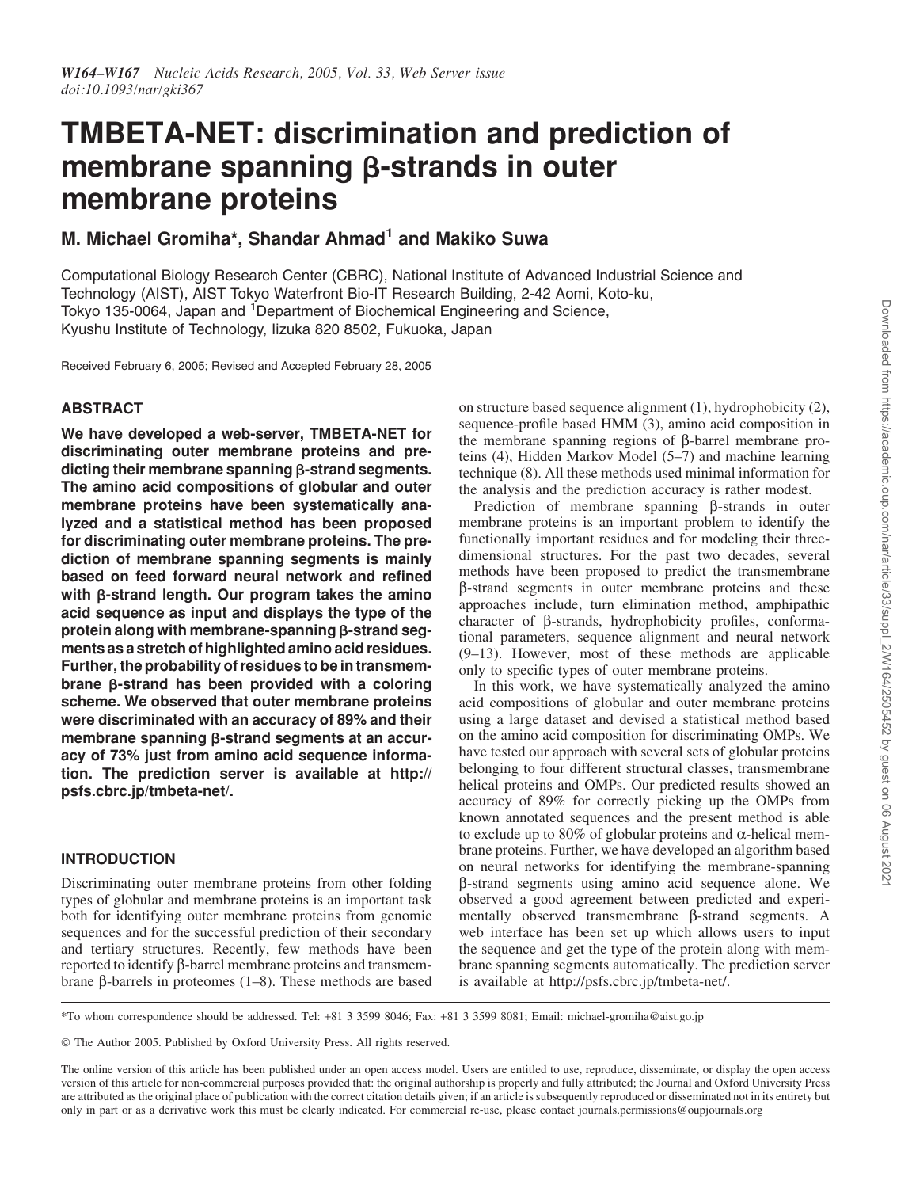# TMBETA-NET: discrimination and prediction of membrane spanning β-strands in outer membrane proteins

**M. Michael Gromiha\*, Shandar Ahmad[1] and Makiko Suwa**

Computational Biology Research Center (CBRC), National Institute of Advanced Industrial Science and Technology (AIST), AIST Tokyo Waterfront Bio-IT Research Building, 2-42 Aomi, Koto-ku, Tokyo 135-0064, Japan and [1]Department of Biochemical Engineering and Science, Kyushu Institute of Technology, Iizuka 820 8502, Fukuoka, Japan

Received February 6, 2005; Revised and Accepted February 28, 2005

## ABSTRACT

**We have developed a web-server, TMBETA-NET for discriminating outer membrane proteins and predicting their membrane spanning β-strand segments. The amino acid compositions of globular and outer membrane proteins have been systematically analyzed and a statistical method has been proposed for discriminating outer membrane proteins. The prediction of membrane spanning segments is mainly based on feed forward neural network and refined with β-strand length. Our program takes the amino acid sequence as input and displays the type of the protein along with membrane-spanning β-strand segments as a stretch of highlighted amino acid residues. Further, the probability of residues to be in transmembrane β-strand has been provided with a coloring scheme. We observed that outer membrane proteins were discriminated with an accuracy of 89% and their membrane spanning β-strand segments at an accuracy of 73% just from amino acid sequence information. The prediction server is available at http://psfs.cbrc.jp/tmbeta-net/.**

## INTRODUCTION

Discriminating outer membrane proteins from other folding types of globular and membrane proteins is an important task both for identifying outer membrane proteins from genomic sequences and for the successful prediction of their secondary and tertiary structures. Recently, few methods have been reported to identify β-barrel membrane proteins and transmembrane β-barrels in proteomes (1–8). These methods are based on structure based sequence alignment (1), hydrophobicity (2), sequence-profile based HMM (3), amino acid composition in the membrane spanning regions of β-barrel membrane proteins (4), Hidden Markov Model (5–7) and machine learning technique (8). All these methods used minimal information for the analysis and the prediction accuracy is rather modest.

Prediction of membrane spanning β-strands in outer membrane proteins is an important problem to identify the functionally important residues and for modeling their three-dimensional structures. For the past two decades, several methods have been proposed to predict the transmembrane β-strand segments in outer membrane proteins and these approaches include, turn elimination method, amphipathic character of β-strands, hydrophobicity profiles, conformational parameters, sequence alignment and neural network (9–13). However, most of these methods are applicable only to specific types of outer membrane proteins.

In this work, we have systematically analyzed the amino acid compositions of globular and outer membrane proteins using a large dataset and devised a statistical method based on the amino acid composition for discriminating OMPs. We have tested our approach with several sets of globular proteins belonging to four different structural classes, transmembrane helical proteins and OMPs. Our predicted results showed an accuracy of 89% for correctly picking up the OMPs from known annotated sequences and the present method is able to exclude up to 80% of globular proteins and α-helical membrane proteins. Further, we have developed an algorithm based on neural networks for identifying the membrane-spanning β-strand segments using amino acid sequence alone. We observed a good agreement between predicted and experimentally observed transmembrane β-strand segments. A web interface has been set up which allows users to input the sequence and get the type of the protein along with membrane spanning segments automatically. The prediction server is available at http://psfs.cbrc.jp/tmbeta-net/.

\*To whom correspondence should be addressed. Tel: +81 3 3599 8046; Fax: +81 3 3599 8081; Email: michael-gromiha@aist.go.jp

© The Author 2005. Published by Oxford University Press. All rights reserved.

The online version of this article has been published under an open access model. Users are entitled to use, reproduce, disseminate, or display the open access version of this article for non-commercial purposes provided that: the original authorship is properly and fully attributed; the Journal and Oxford University Press are attributed as the original place of publication with the correct citation details given; if an article is subsequently reproduced or disseminated not in its entirety but only in part or as a derivative work this must be clearly indicated. For commercial re-use, please contact journals.permissions@oupjournals.org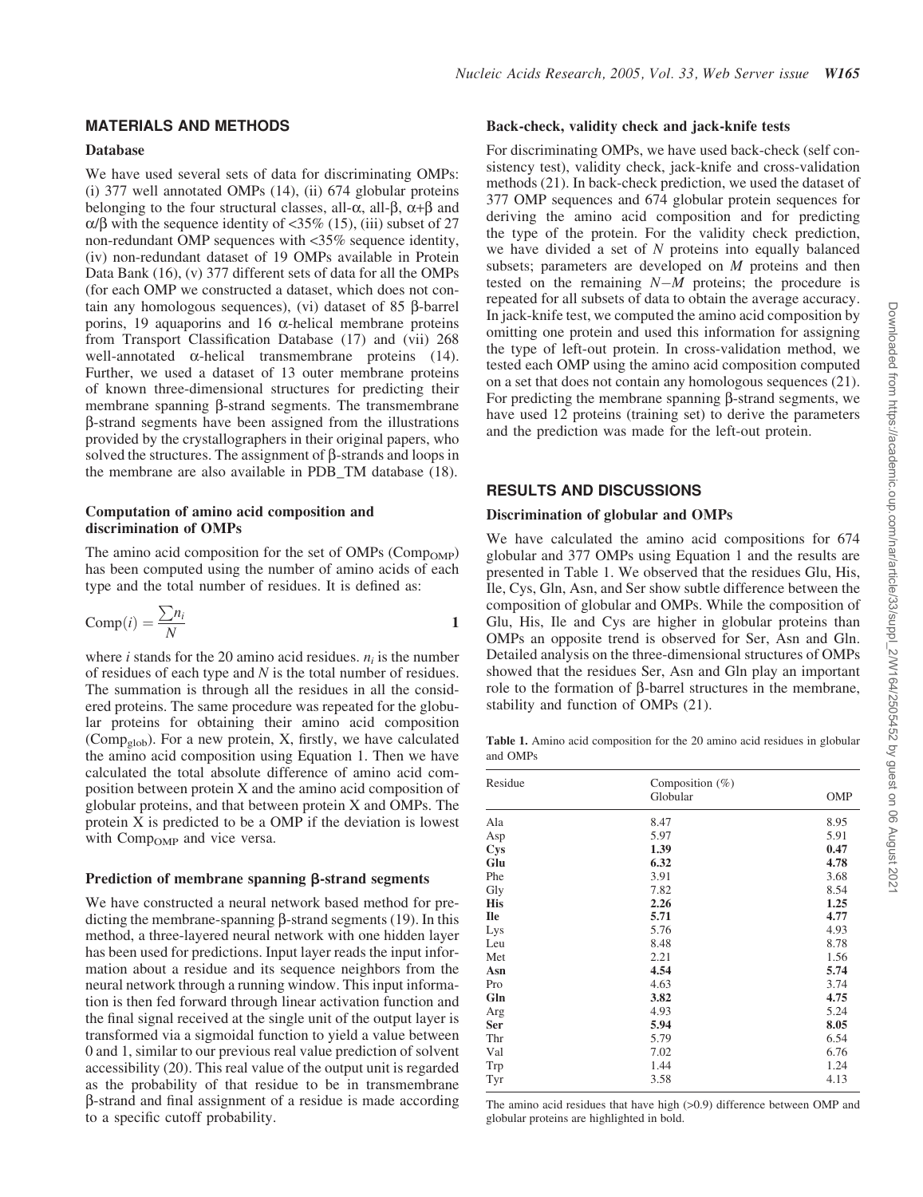## MATERIALS AND METHODS

### Database

We have used several sets of data for discriminating OMPs: (i) 377 well annotated OMPs (14), (ii) 674 globular proteins belonging to the four structural classes, all-α, all-β, α+β and α/β with the sequence identity of <35% (15), (iii) subset of 27 non-redundant OMP sequences with <35% sequence identity, (iv) non-redundant dataset of 19 OMPs available in Protein Data Bank (16), (v) 377 different sets of data for all the OMPs (for each OMP we constructed a dataset, which does not contain any homologous sequences), (vi) dataset of 85 β-barrel porins, 19 aquaporins and 16 α-helical membrane proteins from Transport Classification Database (17) and (vii) 268 well-annotated α-helical transmembrane proteins (14). Further, we used a dataset of 13 outer membrane proteins of known three-dimensional structures for predicting their membrane spanning β-strand segments. The transmembrane β-strand segments have been assigned from the illustrations provided by the crystallographers in their original papers, who solved the structures. The assignment of β-strands and loops in the membrane are also available in PDB_TM database (18).

### Computation of amino acid composition and discrimination of OMPs

The amino acid composition for the set of OMPs ($\text{Comp}_{\text{OMP}}$) has been computed using the number of amino acids of each type and the total number of residues. It is defined as:

$$\text{Comp}(i) = \frac{\sum n_i}{N} \qquad \mathbf{1}$$

where $i$ stands for the 20 amino acid residues. $n_i$ is the number of residues of each type and $N$ is the total number of residues. The summation is through all the residues in all the considered proteins. The same procedure was repeated for the globular proteins for obtaining their amino acid composition ($\text{Comp}_{\text{glob}}$). For a new protein, X, firstly, we have calculated the amino acid composition using Equation 1. Then we have calculated the total absolute difference of amino acid composition between protein X and the amino acid composition of globular proteins, and that between protein X and OMPs. The protein X is predicted to be a OMP if the deviation is lowest with $\text{Comp}_{\text{OMP}}$ and vice versa.

### Prediction of membrane spanning β-strand segments

We have constructed a neural network based method for predicting the membrane-spanning β-strand segments (19). In this method, a three-layered neural network with one hidden layer has been used for predictions. Input layer reads the input information about a residue and its sequence neighbors from the neural network through a running window. This input information is then fed forward through linear activation function and the final signal received at the single unit of the output layer is transformed via a sigmoidal function to yield a value between 0 and 1, similar to our previous real value prediction of solvent accessibility (20). This real value of the output unit is regarded as the probability of that residue to be in transmembrane β-strand and final assignment of a residue is made according to a specific cutoff probability.

### Back-check, validity check and jack-knife tests

For discriminating OMPs, we have used back-check (self consistency test), validity check, jack-knife and cross-validation methods (21). In back-check prediction, we used the dataset of 377 OMP sequences and 674 globular protein sequences for deriving the amino acid composition and for predicting the type of the protein. For the validity check prediction, we have divided a set of $N$ proteins into equally balanced subsets; parameters are developed on $M$ proteins and then tested on the remaining $N-M$ proteins; the procedure is repeated for all subsets of data to obtain the average accuracy. In jack-knife test, we computed the amino acid composition by omitting one protein and used this information for assigning the type of left-out protein. In cross-validation method, we tested each OMP using the amino acid composition computed on a set that does not contain any homologous sequences (21). For predicting the membrane spanning β-strand segments, we have used 12 proteins (training set) to derive the parameters and the prediction was made for the left-out protein.

## RESULTS AND DISCUSSIONS

### Discrimination of globular and OMPs

We have calculated the amino acid compositions for 674 globular and 377 OMPs using Equation 1 and the results are presented in Table 1. We observed that the residues Glu, His, Ile, Cys, Gln, Asn, and Ser show subtle difference between the composition of globular and OMPs. While the composition of Glu, His, Ile and Cys are higher in globular proteins than OMPs an opposite trend is observed for Ser, Asn and Gln. Detailed analysis on the three-dimensional structures of OMPs showed that the residues Ser, Asn and Gln play an important role to the formation of β-barrel structures in the membrane, stability and function of OMPs (21).

**Table 1.** Amino acid composition for the 20 amino acid residues in globular and OMPs

| Residue | Composition (%) Globular | OMP |
|---|---|---|
| Ala | 8.47 | 8.95 |
| Asp | 5.97 | 5.91 |
| **Cys** | **1.39** | **0.47** |
| **Glu** | **6.32** | **4.78** |
| Phe | 3.91 | 3.68 |
| Gly | 7.82 | 8.54 |
| **His** | **2.26** | **1.25** |
| **Ile** | **5.71** | **4.77** |
| Lys | 5.76 | 4.93 |
| Leu | 8.48 | 8.78 |
| Met | 2.21 | 1.56 |
| **Asn** | **4.54** | **5.74** |
| Pro | 4.63 | 3.74 |
| **Gln** | **3.82** | **4.75** |
| Arg | 4.93 | 5.24 |
| **Ser** | **5.94** | **8.05** |
| Thr | 5.79 | 6.54 |
| Val | 7.02 | 6.76 |
| Trp | 1.44 | 1.24 |
| Tyr | 3.58 | 4.13 |

The amino acid residues that have high (>0.9) difference between OMP and globular proteins are highlighted in bold.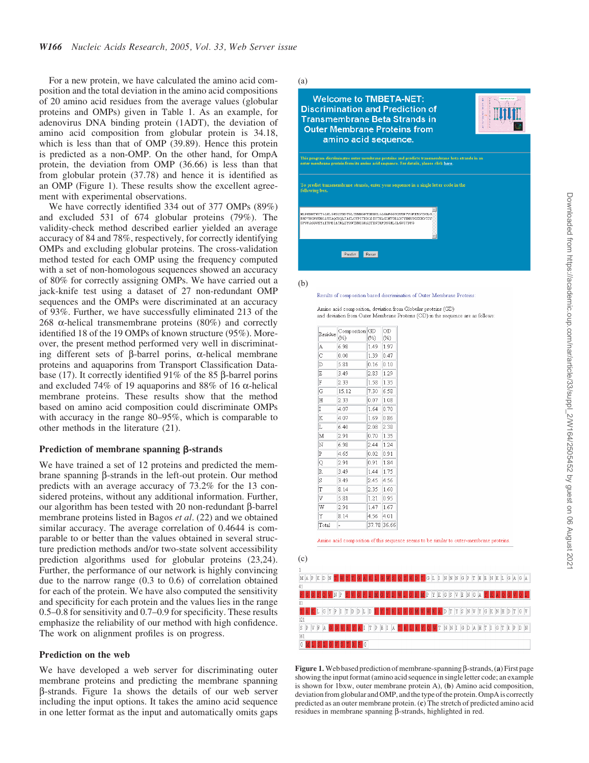For a new protein, we have calculated the amino acid composition and the total deviation in the amino acid compositions of 20 amino acid residues from the average values (globular proteins and OMPs) given in Table 1. As an example, for adenovirus DNA binding protein (1ADT), the deviation of amino acid composition from globular protein is 34.18, which is less than that of OMP (39.89). Hence this protein is predicted as a non-OMP. On the other hand, for OmpA protein, the deviation from OMP (36.66) is less than that from globular protein (37.78) and hence it is identified as an OMP (Figure 1). These results show the excellent agreement with experimental observations.

We have correctly identified 334 out of 377 OMPs (89%) and excluded 531 of 674 globular proteins (79%). The validity-check method described earlier yielded an average accuracy of 84 and 78%, respectively, for correctly identifying OMPs and excluding globular proteins. The cross-validation method tested for each OMP using the frequency computed with a set of non-homologous sequences showed an accuracy of 80% for correctly assigning OMPs. We have carried out a jack-knife test using a dataset of 27 non-redundant OMP sequences and the OMPs were discriminated at an accuracy of 93%. Further, we have successfully eliminated 213 of the 268 α-helical transmembrane proteins (80%) and correctly identified 18 of the 19 OMPs of known structure (95%). Moreover, the present method performed very well in discriminating different sets of β-barrel porins, α-helical membrane proteins and aquaporins from Transport Classification Database (17). It correctly identified 91% of the 85 β-barrel porins and excluded 74% of 19 aquaporins and 88% of 16 α-helical membrane proteins. These results show that the method based on amino acid composition could discriminate OMPs with accuracy in the range 80–95%, which is comparable to other methods in the literature (21).

### Prediction of membrane spanning β-strands

We have trained a set of 12 proteins and predicted the membrane spanning β-strands in the left-out protein. Our method predicts with an average accuracy of 73.2% for the 13 considered proteins, without any additional information. Further, our algorithm has been tested with 20 non-redundant β-barrel membrane proteins listed in Bagos *et al*. (22) and we obtained similar accuracy. The average correlation of 0.4644 is comparable to or better than the values obtained in several structure prediction methods and/or two-state solvent accessibility prediction algorithms used for globular proteins (23,24). Further, the performance of our network is highly convincing due to the narrow range (0.3 to 0.6) of correlation obtained for each of the protein. We have also computed the sensitivity and specificity for each protein and the values lies in the range 0.5–0.8 for sensitivity and 0.7–0.9 for specificity. These results emphasize the reliability of our method with high confidence. The work on alignment profiles is on progress.

### Prediction on the web

We have developed a web server for discriminating outer membrane proteins and predicting the membrane spanning β-strands. Figure 1a shows the details of our web server including the input options. It takes the amino acid sequence in one letter format as the input and automatically omits gaps

(a)

**Welcome to TMBETA-NET: Discrimination and Prediction of Transmembrane Beta Strands in Outer Membrane Proteins from amino acid sequence.**

This program discriminates outer membrane proteins and predicts transmembrane beta strands in an outer membrane protein from its amino acid sequence. For details, please click here.

To predict transmembrane strands, enter your sequence in a single letter code in the following box.

Predict Reset

(b)

Results of composition based discrimination of Outer Membrane Proteins

Amino acid composition, deviation from Globular proteins (GD) and deviation from Outer Membrane Proteins (OD) in the sequence are as follows:

| Residue | Composition (%) | GD (%) | OD (%) |
|---|---|---|---|
| A | 6.98 | 1.49 | 1.97 |
| C | 0.00 | 1.39 | 0.47 |
| D | 5.81 | 0.16 | 0.10 |
| E | 3.49 | 2.83 | 1.29 |
| F | 2.33 | 1.58 | 1.35 |
| G | 15.12 | 7.30 | 6.58 |
| H | 2.33 | 0.07 | 1.08 |
| I | 4.07 | 1.64 | 0.70 |
| K | 4.07 | 1.69 | 0.86 |
| L | 6.40 | 2.08 | 2.38 |
| M | 2.91 | 0.70 | 1.35 |
| N | 6.98 | 2.44 | 1.24 |
| P | 4.65 | 0.02 | 0.91 |
| Q | 2.91 | 0.91 | 1.84 |
| R | 3.49 | 1.44 | 1.75 |
| S | 3.49 | 2.45 | 4.56 |
| T | 8.14 | 2.35 | 1.60 |
| V | 5.81 | 1.21 | 0.95 |
| W | 2.91 | 1.47 | 1.67 |
| Y | 8.14 | 4.56 | 4.01 |
| Total | - | 37.78 | 36.66 |

Amino acid composition of this sequence seems to be similar to outer-membrane proteins.

(c)

**Figure 1.** Web based prediction of membrane-spanning β-strands, (**a**) First page showing the input format (amino acid sequence in single letter code; an example is shown for 1bxw, outer membrane protein A), (**b**) Amino acid composition, deviation from globular and OMP, and the type of the protein. OmpA is correctly predicted as an outer membrane protein. (**c**) The stretch of predicted amino acid residues in membrane spanning β-strands, highlighted in red.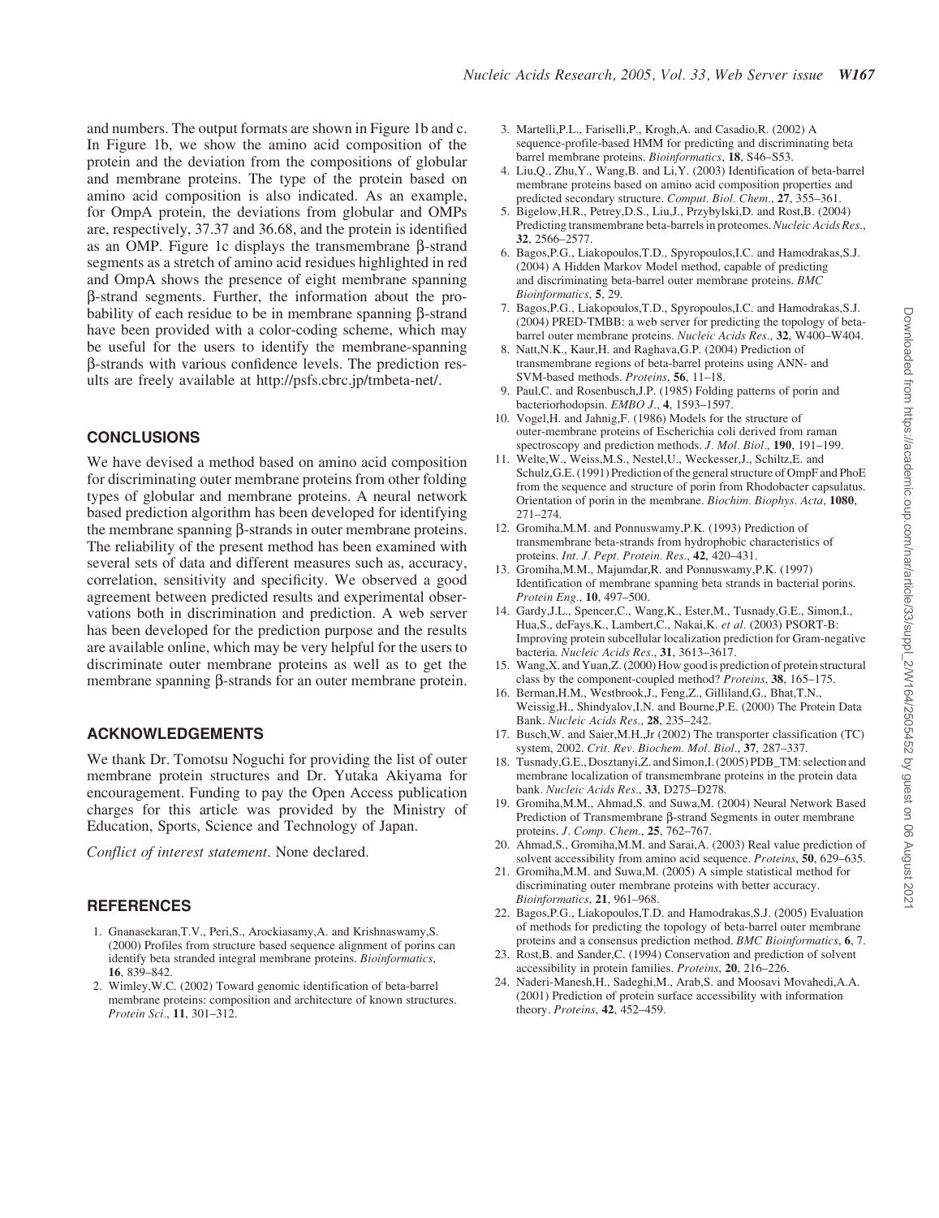and numbers. The output formats are shown in Figure 1b and c. In Figure 1b, we show the amino acid composition of the protein and the deviation from the compositions of globular and membrane proteins. The type of the protein based on amino acid composition is also indicated. As an example, for OmpA protein, the deviations from globular and OMPs are, respectively, 37.37 and 36.68, and the protein is identified as an OMP. Figure 1c displays the transmembrane β-strand segments as a stretch of amino acid residues highlighted in red and OmpA shows the presence of eight membrane spanning β-strand segments. Further, the information about the probability of each residue to be in membrane spanning β-strand have been provided with a color-coding scheme, which may be useful for the users to identify the membrane-spanning β-strands with various confidence levels. The prediction results are freely available at http://psfs.cbrc.jp/tmbeta-net/.

## CONCLUSIONS

We have devised a method based on amino acid composition for discriminating outer membrane proteins from other folding types of globular and membrane proteins. A neural network based prediction algorithm has been developed for identifying the membrane spanning β-strands in outer membrane proteins. The reliability of the present method has been examined with several sets of data and different measures such as, accuracy, correlation, sensitivity and specificity. We observed a good agreement between predicted results and experimental observations both in discrimination and prediction. A web server has been developed for the prediction purpose and the results are available online, which may be very helpful for the users to discriminate outer membrane proteins as well as to get the membrane spanning β-strands for an outer membrane protein.

## ACKNOWLEDGEMENTS

We thank Dr. Tomotsu Noguchi for providing the list of outer membrane protein structures and Dr. Yutaka Akiyama for encouragement. Funding to pay the Open Access publication charges for this article was provided by the Ministry of Education, Sports, Science and Technology of Japan.

*Conflict of interest statement*. None declared.

## REFERENCES

1. Gnanasekaran,T.V., Peri,S., Arockiasamy,A. and Krishnaswamy,S. (2000) Profiles from structure based sequence alignment of porins can identify beta stranded integral membrane proteins. *Bioinformatics*, **16**, 839–842.
2. Wimley,W.C. (2002) Toward genomic identification of beta-barrel membrane proteins: composition and architecture of known structures. *Protein Sci*., **11**, 301–312.
3. Martelli,P.L., Fariselli,P., Krogh,A. and Casadio,R. (2002) A sequence-profile-based HMM for predicting and discriminating beta barrel membrane proteins. *Bioinformatics*, **18**, S46–S53.
4. Liu,Q., Zhu,Y., Wang,B. and Li,Y. (2003) Identification of beta-barrel membrane proteins based on amino acid composition properties and predicted secondary structure. *Comput. Biol. Chem*., **27**, 355–361.
5. Bigelow,H.R., Petrey,D.S., Liu,J., Przybylski,D. and Rost,B. (2004) Predicting transmembrane beta-barrels in proteomes. *Nucleic Acids Res*., **32**, 2566–2577.
6. Bagos,P.G., Liakopoulos,T.D., Spyropoulos,I.C. and Hamodrakas,S.J. (2004) A Hidden Markov Model method, capable of predicting and discriminating beta-barrel outer membrane proteins. *BMC Bioinformatics*, **5**, 29.
7. Bagos,P.G., Liakopoulos,T.D., Spyropoulos,I.C. and Hamodrakas,S.J. (2004) PRED-TMBB: a web server for predicting the topology of beta-barrel outer membrane proteins. *Nucleic Acids Res*., **32**, W400–W404.
8. Natt,N.K., Kaur,H. and Raghava,G.P. (2004) Prediction of transmembrane regions of beta-barrel proteins using ANN- and SVM-based methods. *Proteins*, **56**, 11–18.
9. Paul,C. and Rosenbusch,J.P. (1985) Folding patterns of porin and bacteriorhodopsin. *EMBO J*., **4**, 1593–1597.
10. Vogel,H. and Jahnig,F. (1986) Models for the structure of outer-membrane proteins of Escherichia coli derived from raman spectroscopy and prediction methods. *J. Mol. Biol*., **190**, 191–199.
11. Welte,W., Weiss,M.S., Nestel,U., Weckesser,J., Schiltz,E. and Schulz,G.E. (1991) Prediction of the general structure of OmpF and PhoE from the sequence and structure of porin from Rhodobacter capsulatus. Orientation of porin in the membrane. *Biochim. Biophys. Acta*, **1080**, 271–274.
12. Gromiha,M.M. and Ponnuswamy,P.K. (1993) Prediction of transmembrane beta-strands from hydrophobic characteristics of proteins. *Int. J. Pept. Protein. Res*., **42**, 420–431.
13. Gromiha,M.M., Majumdar,R. and Ponnuswamy,P.K. (1997) Identification of membrane spanning beta strands in bacterial porins. *Protein Eng*., **10**, 497–500.
14. Gardy,J.L., Spencer,C., Wang,K., Ester,M., Tusnady,G.E., Simon,I., Hua,S., deFays,K., Lambert,C., Nakai,K. *et al*. (2003) PSORT-B: Improving protein subcellular localization prediction for Gram-negative bacteria. *Nucleic Acids Res*., **31**, 3613–3617.
15. Wang,X. and Yuan,Z. (2000) How good is prediction of protein structural class by the component-coupled method? *Proteins*, **38**, 165–175.
16. Berman,H.M., Westbrook,J., Feng,Z., Gilliland,G., Bhat,T.N., Weissig,H., Shindyalov,I.N. and Bourne,P.E. (2000) The Protein Data Bank. *Nucleic Acids Res*., **28**, 235–242.
17. Busch,W. and Saier,M.H.,Jr (2002) The transporter classification (TC) system, 2002. *Crit. Rev. Biochem. Mol. Biol*., **37**, 287–337.
18. Tusnady,G.E., Dosztanyi,Z. and Simon,I. (2005) PDB_TM: selection and membrane localization of transmembrane proteins in the protein data bank. *Nucleic Acids Res*., **33**, D275–D278.
19. Gromiha,M.M., Ahmad,S. and Suwa,M. (2004) Neural Network Based Prediction of Transmembrane β-strand Segments in outer membrane proteins. *J. Comp. Chem*., **25**, 762–767.
20. Ahmad,S., Gromiha,M.M. and Sarai,A. (2003) Real value prediction of solvent accessibility from amino acid sequence. *Proteins*, **50**, 629–635.
21. Gromiha,M.M. and Suwa,M. (2005) A simple statistical method for discriminating outer membrane proteins with better accuracy. *Bioinformatics*, **21**, 961–968.
22. Bagos,P.G., Liakopoulos,T.D. and Hamodrakas,S.J. (2005) Evaluation of methods for predicting the topology of beta-barrel outer membrane proteins and a consensus prediction method. *BMC Bioinformatics*, **6**, 7.
23. Rost,B. and Sander,C. (1994) Conservation and prediction of solvent accessibility in protein families. *Proteins*, **20**, 216–226.
24. Naderi-Manesh,H., Sadeghi,M., Arab,S. and Moosavi Movahedi,A.A. (2001) Prediction of protein surface accessibility with information theory. *Proteins*, **42**, 452–459.